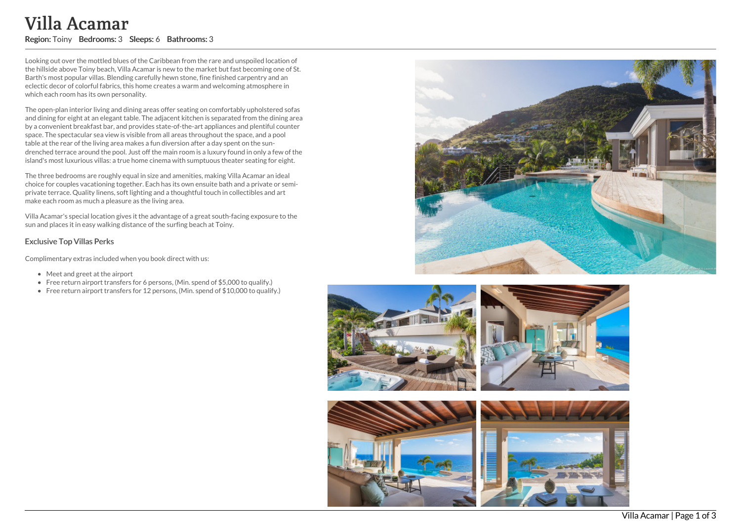# Villa Acamar

**Region:** Toiny **Bedrooms:** 3 **Sleeps:** 6 **Bathrooms:** 3

Looking out over the mottled blues of the Caribbean from the rare and unspoiled location of the hillside above Toiny beach, Villa Acamar is new to the market but fast becoming one of St. Barth's most popular villas. Blending carefully hewn stone, fine finished carpentry and an eclectic decor of colorful fabrics, this home creates a warm and welcoming atmosphere in which each room has its own personality.

The open-plan interior living and dining areas offer seating on comfortably upholstered sofas and dining for eight at an elegant table. The adjacent kitchen is separated from the dining area by a convenient breakfast bar, and provides state-of-the-art appliances and plentiful counter space. The spectacular sea view is visible from all areas throughout the space, and a pool table at the rear of the living area makes a fun diversion after a day spent on the sun-drenched terrace around the pool. Just off the main room is a luxury found in only a few of the island's most luxurious villas: a true home cinema with sumptuous theater seating for eight.

The three bedrooms are roughly equal in size and amenities, making Villa Acamar an ideal choice for couples vacationing together. Each has its own ensuite bath and a private or semi-private terrace. Quality linens, soft lighting and a thoughtful touch in collectibles and art make each room as much a pleasure as the living area.

Villa Acamar's special location gives it the advantage of a great south-facing exposure to the sun and places it in easy walking distance of the surfing beach at Toiny.

### Exclusive Top Villas Perks

Complimentary extras included when you book direct with us:

- Meet and greet at the airport
- Free return airport transfers for 6 persons, (Min. spend of $5,000 to qualify.)
- Free return airport transfers for 12 persons, (Min. spend of $10,000 to qualify.)